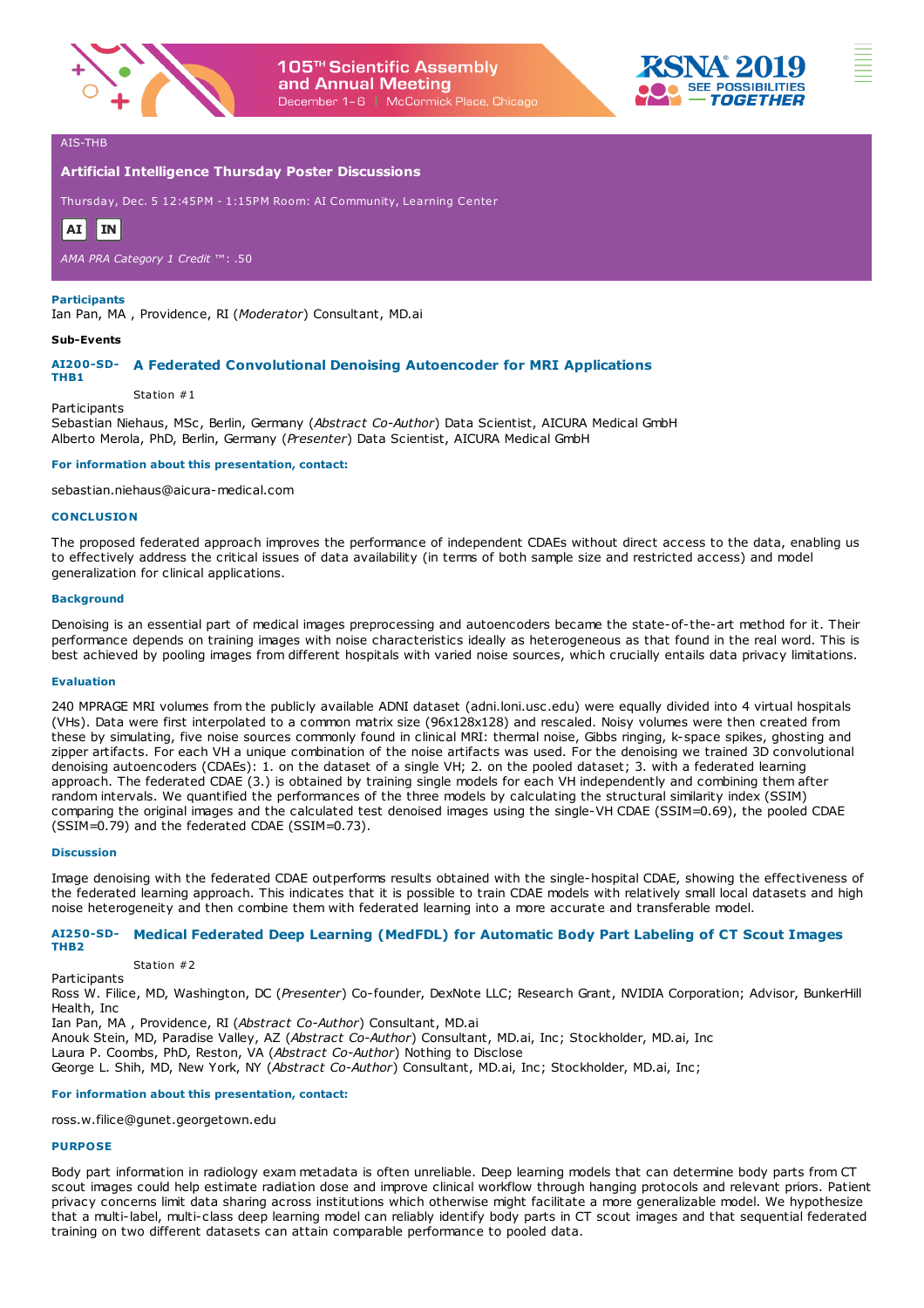AIS-THB

## Artificial Intelligence Thursday Poster Discussions

Thursday, Dec. 5 12:45PM - 1:15PM Room: AI Community, Learning Center

AI IN

*AMA PRA Category 1 Credit ™*: .50

**Participants**

Ian Pan, MA , Providence, RI (*Moderator*) Consultant, MD.ai

**Sub-Events**

### AI200-SD-THB1 A Federated Convolutional Denoising Autoencoder for MRI Applications

Station #1

Participants

Sebastian Niehaus, MSc, Berlin, Germany (*Abstract Co-Author*) Data Scientist, AICURA Medical GmbH
Alberto Merola, PhD, Berlin, Germany (*Presenter*) Data Scientist, AICURA Medical GmbH

**For information about this presentation, contact:**

sebastian.niehaus@aicura-medical.com

**CONCLUSION**

The proposed federated approach improves the performance of independent CDAEs without direct access to the data, enabling us to effectively address the critical issues of data availability (in terms of both sample size and restricted access) and model generalization for clinical applications.

**Background**

Denoising is an essential part of medical images preprocessing and autoencoders became the state-of-the-art method for it. Their performance depends on training images with noise characteristics ideally as heterogeneous as that found in the real word. This is best achieved by pooling images from different hospitals with varied noise sources, which crucially entails data privacy limitations.

**Evaluation**

240 MPRAGE MRI volumes from the publicly available ADNI dataset (adni.loni.usc.edu) were equally divided into 4 virtual hospitals (VHs). Data were first interpolated to a common matrix size (96x128x128) and rescaled. Noisy volumes were then created from these by simulating, five noise sources commonly found in clinical MRI: thermal noise, Gibbs ringing, k-space spikes, ghosting and zipper artifacts. For each VH a unique combination of the noise artifacts was used. For the denoising we trained 3D convolutional denoising autoencoders (CDAEs): 1. on the dataset of a single VH; 2. on the pooled dataset; 3. with a federated learning approach. The federated CDAE (3.) is obtained by training single models for each VH independently and combining them after random intervals. We quantified the performances of the three models by calculating the structural similarity index (SSIM) comparing the original images and the calculated test denoised images using the single-VH CDAE (SSIM=0.69), the pooled CDAE (SSIM=0.79) and the federated CDAE (SSIM=0.73).

**Discussion**

Image denoising with the federated CDAE outperforms results obtained with the single-hospital CDAE, showing the effectiveness of the federated learning approach. This indicates that it is possible to train CDAE models with relatively small local datasets and high noise heterogeneity and then combine them with federated learning into a more accurate and transferable model.

### AI250-SD-THB2 Medical Federated Deep Learning (MedFDL) for Automatic Body Part Labeling of CT Scout Images

Station #2

Participants

Ross W. Filice, MD, Washington, DC (*Presenter*) Co-founder, DexNote LLC; Research Grant, NVIDIA Corporation; Advisor, BunkerHill Health, Inc
Ian Pan, MA , Providence, RI (*Abstract Co-Author*) Consultant, MD.ai
Anouk Stein, MD, Paradise Valley, AZ (*Abstract Co-Author*) Consultant, MD.ai, Inc; Stockholder, MD.ai, Inc
Laura P. Coombs, PhD, Reston, VA (*Abstract Co-Author*) Nothing to Disclose
George L. Shih, MD, New York, NY (*Abstract Co-Author*) Consultant, MD.ai, Inc; Stockholder, MD.ai, Inc;

**For information about this presentation, contact:**

ross.w.filice@gunet.georgetown.edu

**PURPOSE**

Body part information in radiology exam metadata is often unreliable. Deep learning models that can determine body parts from CT scout images could help estimate radiation dose and improve clinical workflow through hanging protocols and relevant priors. Patient privacy concerns limit data sharing across institutions which otherwise might facilitate a more generalizable model. We hypothesize that a multi-label, multi-class deep learning model can reliably identify body parts in CT scout images and that sequential federated training on two different datasets can attain comparable performance to pooled data.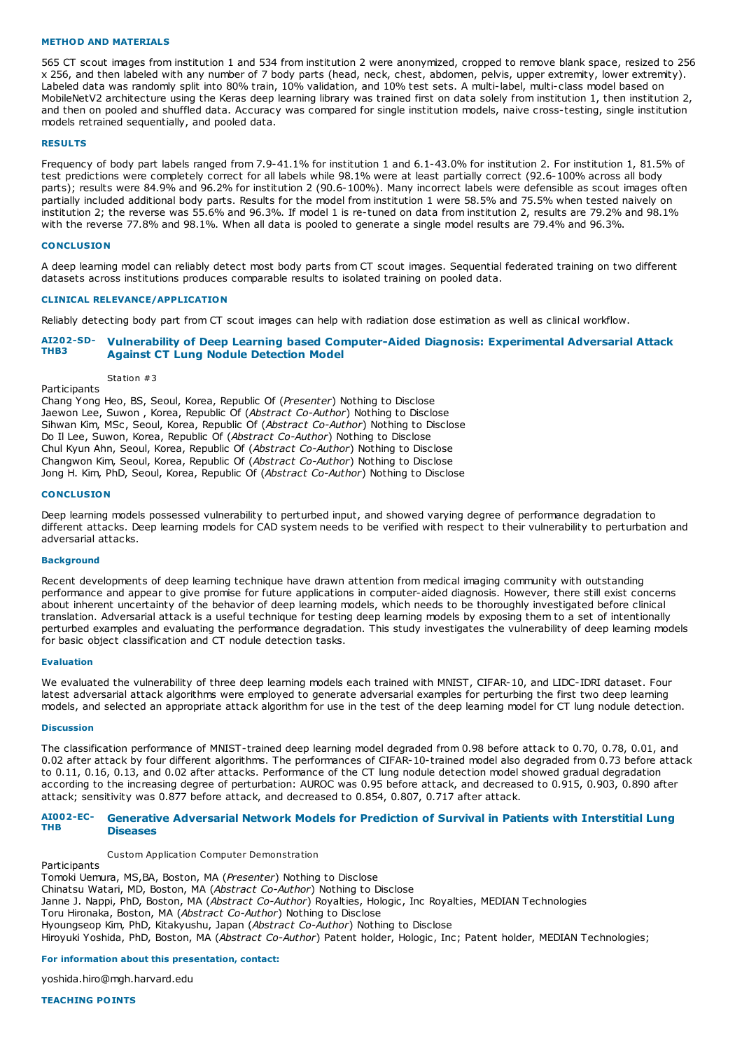#### METHOD AND MATERIALS

565 CT scout images from institution 1 and 534 from institution 2 were anonymized, cropped to remove blank space, resized to 256 x 256, and then labeled with any number of 7 body parts (head, neck, chest, abdomen, pelvis, upper extremity, lower extremity). Labeled data was randomly split into 80% train, 10% validation, and 10% test sets. A multi-label, multi-class model based on MobileNetV2 architecture using the Keras deep learning library was trained first on data solely from institution 1, then institution 2, and then on pooled and shuffled data. Accuracy was compared for single institution models, naive cross-testing, single institution models retrained sequentially, and pooled data.

#### RESULTS

Frequency of body part labels ranged from 7.9-41.1% for institution 1 and 6.1-43.0% for institution 2. For institution 1, 81.5% of test predictions were completely correct for all labels while 98.1% were at least partially correct (92.6-100% across all body parts); results were 84.9% and 96.2% for institution 2 (90.6-100%). Many incorrect labels were defensible as scout images often partially included additional body parts. Results for the model from institution 1 were 58.5% and 75.5% when tested naively on institution 2; the reverse was 55.6% and 96.3%. If model 1 is re-tuned on data from institution 2, results are 79.2% and 98.1% with the reverse 77.8% and 98.1%. When all data is pooled to generate a single model results are 79.4% and 96.3%.

#### CONCLUSION

A deep learning model can reliably detect most body parts from CT scout images. Sequential federated training on two different datasets across institutions produces comparable results to isolated training on pooled data.

#### CLINICAL RELEVANCE/APPLICATION

Reliably detecting body part from CT scout images can help with radiation dose estimation as well as clinical workflow.

### AI202-SD-THB3 Vulnerability of Deep Learning based Computer-Aided Diagnosis: Experimental Adversarial Attack Against CT Lung Nodule Detection Model

Station #3

Participants
Chang Yong Heo, BS, Seoul, Korea, Republic Of (*Presenter*) Nothing to Disclose
Jaewon Lee, Suwon , Korea, Republic Of (*Abstract Co-Author*) Nothing to Disclose
Sihwan Kim, MSc, Seoul, Korea, Republic Of (*Abstract Co-Author*) Nothing to Disclose
Do Il Lee, Suwon, Korea, Republic Of (*Abstract Co-Author*) Nothing to Disclose
Chul Kyun Ahn, Seoul, Korea, Republic Of (*Abstract Co-Author*) Nothing to Disclose
Changwon Kim, Seoul, Korea, Republic Of (*Abstract Co-Author*) Nothing to Disclose
Jong H. Kim, PhD, Seoul, Korea, Republic Of (*Abstract Co-Author*) Nothing to Disclose

#### CONCLUSION

Deep learning models possessed vulnerability to perturbed input, and showed varying degree of performance degradation to different attacks. Deep learning models for CAD system needs to be verified with respect to their vulnerability to perturbation and adversarial attacks.

#### Background

Recent developments of deep learning technique have drawn attention from medical imaging community with outstanding performance and appear to give promise for future applications in computer-aided diagnosis. However, there still exist concerns about inherent uncertainty of the behavior of deep learning models, which needs to be thoroughly investigated before clinical translation. Adversarial attack is a useful technique for testing deep learning models by exposing them to a set of intentionally perturbed examples and evaluating the performance degradation. This study investigates the vulnerability of deep learning models for basic object classification and CT nodule detection tasks.

#### Evaluation

We evaluated the vulnerability of three deep learning models each trained with MNIST, CIFAR-10, and LIDC-IDRI dataset. Four latest adversarial attack algorithms were employed to generate adversarial examples for perturbing the first two deep learning models, and selected an appropriate attack algorithm for use in the test of the deep learning model for CT lung nodule detection.

#### Discussion

The classification performance of MNIST-trained deep learning model degraded from 0.98 before attack to 0.70, 0.78, 0.01, and 0.02 after attack by four different algorithms. The performances of CIFAR-10-trained model also degraded from 0.73 before attack to 0.11, 0.16, 0.13, and 0.02 after attacks. Performance of the CT lung nodule detection model showed gradual degradation according to the increasing degree of perturbation: AUROC was 0.95 before attack, and decreased to 0.915, 0.903, 0.890 after attack; sensitivity was 0.877 before attack, and decreased to 0.854, 0.807, 0.717 after attack.

### AI002-EC-THB Generative Adversarial Network Models for Prediction of Survival in Patients with Interstitial Lung Diseases

Custom Application Computer Demonstration

Participants
Tomoki Uemura, MS,BA, Boston, MA (*Presenter*) Nothing to Disclose
Chinatsu Watari, MD, Boston, MA (*Abstract Co-Author*) Nothing to Disclose
Janne J. Nappi, PhD, Boston, MA (*Abstract Co-Author*) Royalties, Hologic, Inc Royalties, MEDIAN Technologies
Toru Hironaka, Boston, MA (*Abstract Co-Author*) Nothing to Disclose
Hyoungseop Kim, PhD, Kitakyushu, Japan (*Abstract Co-Author*) Nothing to Disclose
Hiroyuki Yoshida, PhD, Boston, MA (*Abstract Co-Author*) Patent holder, Hologic, Inc; Patent holder, MEDIAN Technologies;

**For information about this presentation, contact:**

yoshida.hiro@mgh.harvard.edu

#### TEACHING POINTS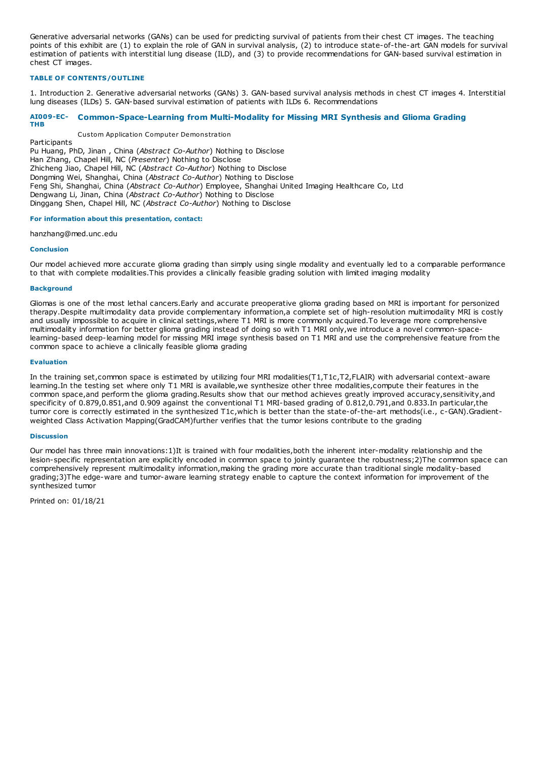Generative adversarial networks (GANs) can be used for predicting survival of patients from their chest CT images. The teaching points of this exhibit are (1) to explain the role of GAN in survival analysis, (2) to introduce state-of-the-art GAN models for survival estimation of patients with interstitial lung disease (ILD), and (3) to provide recommendations for GAN-based survival estimation in chest CT images.

#### TABLE OF CONTENTS/OUTLINE

1. Introduction 2. Generative adversarial networks (GANs) 3. GAN-based survival analysis methods in chest CT images 4. Interstitial lung diseases (ILDs) 5. GAN-based survival estimation of patients with ILDs 6. Recommendations

### AI009-EC-THB Common-Space-Learning from Multi-Modality for Missing MRI Synthesis and Glioma Grading

Custom Application Computer Demonstration

Participants
Pu Huang, PhD, Jinan , China (*Abstract Co-Author*) Nothing to Disclose
Han Zhang, Chapel Hill, NC (*Presenter*) Nothing to Disclose
Zhicheng Jiao, Chapel Hill, NC (*Abstract Co-Author*) Nothing to Disclose
Dongming Wei, Shanghai, China (*Abstract Co-Author*) Nothing to Disclose
Feng Shi, Shanghai, China (*Abstract Co-Author*) Employee, Shanghai United Imaging Healthcare Co, Ltd
Dengwang Li, Jinan, China (*Abstract Co-Author*) Nothing to Disclose
Dinggang Shen, Chapel Hill, NC (*Abstract Co-Author*) Nothing to Disclose

#### For information about this presentation, contact:

hanzhang@med.unc.edu

#### Conclusion

Our model achieved more accurate glioma grading than simply using single modality and eventually led to a comparable performance to that with complete modalities.This provides a clinically feasible grading solution with limited imaging modality

#### Background

Gliomas is one of the most lethal cancers.Early and accurate preoperative glioma grading based on MRI is important for personized therapy.Despite multimodality data provide complementary information,a complete set of high-resolution multimodality MRI is costly and usually impossible to acquire in clinical settings,where T1 MRI is more commonly acquired.To leverage more comprehensive multimodality information for better glioma grading instead of doing so with T1 MRI only,we introduce a novel common-space-learning-based deep-learning model for missing MRI image synthesis based on T1 MRI and use the comprehensive feature from the common space to achieve a clinically feasible glioma grading

#### Evaluation

In the training set,common space is estimated by utilizing four MRI modalities(T1,T1c,T2,FLAIR) with adversarial context-aware learning.In the testing set where only T1 MRI is available,we synthesize other three modalities,compute their features in the common space,and perform the glioma grading.Results show that our method achieves greatly improved accuracy,sensitivity,and specificity of 0.879,0.851,and 0.909 against the conventional T1 MRI-based grading of 0.812,0.791,and 0.833.In particular,the tumor core is correctly estimated in the synthesized T1c,which is better than the state-of-the-art methods(i.e., c-GAN).Gradient-weighted Class Activation Mapping(GradCAM)further verifies that the tumor lesions contribute to the grading

#### Discussion

Our model has three main innovations:1)It is trained with four modalities,both the inherent inter-modality relationship and the lesion-specific representation are explicitly encoded in common space to jointly guarantee the robustness;2)The common space can comprehensively represent multimodality information,making the grading more accurate than traditional single modality-based grading;3)The edge-ware and tumor-aware learning strategy enable to capture the context information for improvement of the synthesized tumor

Printed on: 01/18/21